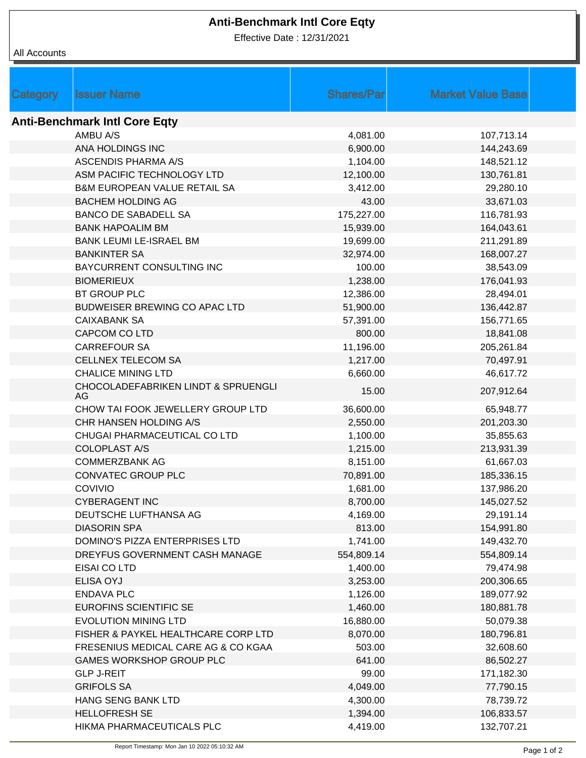# Anti-Benchmark Intl Core Eqty

Effective Date : 12/31/2021

All Accounts

| Category | Issuer Name | Shares/Par | Market Value Base |
|---|---|---|---|
| **Anti-Benchmark Intl Core Eqty** | | | |
| | AMBU A/S | 4,081.00 | 107,713.14 |
| | ANA HOLDINGS INC | 6,900.00 | 144,243.69 |
| | ASCENDIS PHARMA A/S | 1,104.00 | 148,521.12 |
| | ASM PACIFIC TECHNOLOGY LTD | 12,100.00 | 130,761.81 |
| | B&M EUROPEAN VALUE RETAIL SA | 3,412.00 | 29,280.10 |
| | BACHEM HOLDING AG | 43.00 | 33,671.03 |
| | BANCO DE SABADELL SA | 175,227.00 | 116,781.93 |
| | BANK HAPOALIM BM | 15,939.00 | 164,043.61 |
| | BANK LEUMI LE-ISRAEL BM | 19,699.00 | 211,291.89 |
| | BANKINTER SA | 32,974.00 | 168,007.27 |
| | BAYCURRENT CONSULTING INC | 100.00 | 38,543.09 |
| | BIOMERIEUX | 1,238.00 | 176,041.93 |
| | BT GROUP PLC | 12,386.00 | 28,494.01 |
| | BUDWEISER BREWING CO APAC LTD | 51,900.00 | 136,442.87 |
| | CAIXABANK SA | 57,391.00 | 156,771.65 |
| | CAPCOM CO LTD | 800.00 | 18,841.08 |
| | CARREFOUR SA | 11,196.00 | 205,261.84 |
| | CELLNEX TELECOM SA | 1,217.00 | 70,497.91 |
| | CHALICE MINING LTD | 6,660.00 | 46,617.72 |
| | CHOCOLADEFABRIKEN LINDT & SPRUENGLI AG | 15.00 | 207,912.64 |
| | CHOW TAI FOOK JEWELLERY GROUP LTD | 36,600.00 | 65,948.77 |
| | CHR HANSEN HOLDING A/S | 2,550.00 | 201,203.30 |
| | CHUGAI PHARMACEUTICAL CO LTD | 1,100.00 | 35,855.63 |
| | COLOPLAST A/S | 1,215.00 | 213,931.39 |
| | COMMERZBANK AG | 8,151.00 | 61,667.03 |
| | CONVATEC GROUP PLC | 70,891.00 | 185,336.15 |
| | COVIVIO | 1,681.00 | 137,986.20 |
| | CYBERAGENT INC | 8,700.00 | 145,027.52 |
| | DEUTSCHE LUFTHANSA AG | 4,169.00 | 29,191.14 |
| | DIASORIN SPA | 813.00 | 154,991.80 |
| | DOMINO'S PIZZA ENTERPRISES LTD | 1,741.00 | 149,432.70 |
| | DREYFUS GOVERNMENT CASH MANAGE | 554,809.14 | 554,809.14 |
| | EISAI CO LTD | 1,400.00 | 79,474.98 |
| | ELISA OYJ | 3,253.00 | 200,306.65 |
| | ENDAVA PLC | 1,126.00 | 189,077.92 |
| | EUROFINS SCIENTIFIC SE | 1,460.00 | 180,881.78 |
| | EVOLUTION MINING LTD | 16,880.00 | 50,079.38 |
| | FISHER & PAYKEL HEALTHCARE CORP LTD | 8,070.00 | 180,796.81 |
| | FRESENIUS MEDICAL CARE AG & CO KGAA | 503.00 | 32,608.60 |
| | GAMES WORKSHOP GROUP PLC | 641.00 | 86,502.27 |
| | GLP J-REIT | 99.00 | 171,182.30 |
| | GRIFOLS SA | 4,049.00 | 77,790.15 |
| | HANG SENG BANK LTD | 4,300.00 | 78,739.72 |
| | HELLOFRESH SE | 1,394.00 | 106,833.57 |
| | HIKMA PHARMACEUTICALS PLC | 4,419.00 | 132,707.21 |

Report Timestamp: Mon Jan 10 2022 05:10:32 AM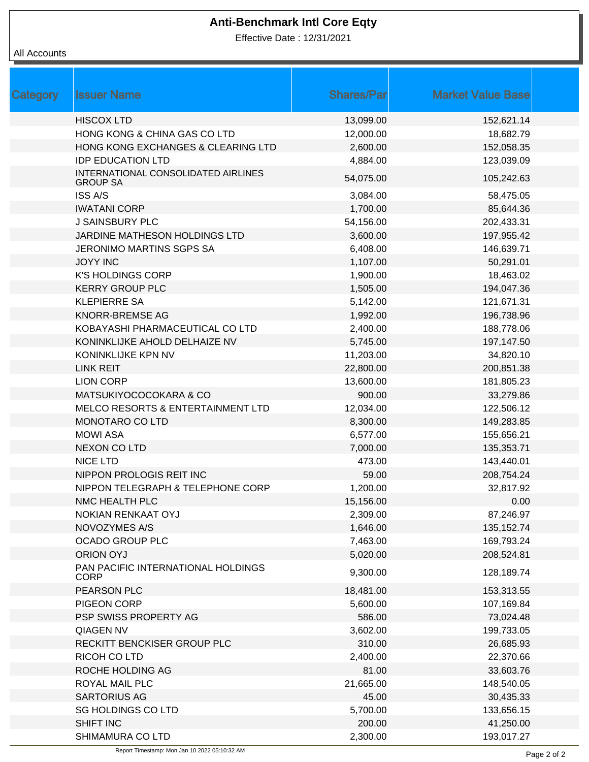# Anti-Benchmark Intl Core Eqty

Effective Date : 12/31/2021

All Accounts

| Category | Issuer Name | Shares/Par | Market Value Base | |
|---|---|---|---|---|
| | HISCOX LTD | 13,099.00 | 152,621.14 | |
| | HONG KONG & CHINA GAS CO LTD | 12,000.00 | 18,682.79 | |
| | HONG KONG EXCHANGES & CLEARING LTD | 2,600.00 | 152,058.35 | |
| | IDP EDUCATION LTD | 4,884.00 | 123,039.09 | |
| | INTERNATIONAL CONSOLIDATED AIRLINES GROUP SA | 54,075.00 | 105,242.63 | |
| | ISS A/S | 3,084.00 | 58,475.05 | |
| | IWATANI CORP | 1,700.00 | 85,644.36 | |
| | J SAINSBURY PLC | 54,156.00 | 202,433.31 | |
| | JARDINE MATHESON HOLDINGS LTD | 3,600.00 | 197,955.42 | |
| | JERONIMO MARTINS SGPS SA | 6,408.00 | 146,639.71 | |
| | JOYY INC | 1,107.00 | 50,291.01 | |
| | K'S HOLDINGS CORP | 1,900.00 | 18,463.02 | |
| | KERRY GROUP PLC | 1,505.00 | 194,047.36 | |
| | KLEPIERRE SA | 5,142.00 | 121,671.31 | |
| | KNORR-BREMSE AG | 1,992.00 | 196,738.96 | |
| | KOBAYASHI PHARMACEUTICAL CO LTD | 2,400.00 | 188,778.06 | |
| | KONINKLIJKE AHOLD DELHAIZE NV | 5,745.00 | 197,147.50 | |
| | KONINKLIJKE KPN NV | 11,203.00 | 34,820.10 | |
| | LINK REIT | 22,800.00 | 200,851.38 | |
| | LION CORP | 13,600.00 | 181,805.23 | |
| | MATSUKIYOCOCOKARA & CO | 900.00 | 33,279.86 | |
| | MELCO RESORTS & ENTERTAINMENT LTD | 12,034.00 | 122,506.12 | |
| | MONOTARO CO LTD | 8,300.00 | 149,283.85 | |
| | MOWI ASA | 6,577.00 | 155,656.21 | |
| | NEXON CO LTD | 7,000.00 | 135,353.71 | |
| | NICE LTD | 473.00 | 143,440.01 | |
| | NIPPON PROLOGIS REIT INC | 59.00 | 208,754.24 | |
| | NIPPON TELEGRAPH & TELEPHONE CORP | 1,200.00 | 32,817.92 | |
| | NMC HEALTH PLC | 15,156.00 | 0.00 | |
| | NOKIAN RENKAAT OYJ | 2,309.00 | 87,246.97 | |
| | NOVOZYMES A/S | 1,646.00 | 135,152.74 | |
| | OCADO GROUP PLC | 7,463.00 | 169,793.24 | |
| | ORION OYJ | 5,020.00 | 208,524.81 | |
| | PAN PACIFIC INTERNATIONAL HOLDINGS CORP | 9,300.00 | 128,189.74 | |
| | PEARSON PLC | 18,481.00 | 153,313.55 | |
| | PIGEON CORP | 5,600.00 | 107,169.84 | |
| | PSP SWISS PROPERTY AG | 586.00 | 73,024.48 | |
| | QIAGEN NV | 3,602.00 | 199,733.05 | |
| | RECKITT BENCKISER GROUP PLC | 310.00 | 26,685.93 | |
| | RICOH CO LTD | 2,400.00 | 22,370.66 | |
| | ROCHE HOLDING AG | 81.00 | 33,603.76 | |
| | ROYAL MAIL PLC | 21,665.00 | 148,540.05 | |
| | SARTORIUS AG | 45.00 | 30,435.33 | |
| | SG HOLDINGS CO LTD | 5,700.00 | 133,656.15 | |
| | SHIFT INC | 200.00 | 41,250.00 | |
| | SHIMAMURA CO LTD | 2,300.00 | 193,017.27 | |

Report Timestamp: Mon Jan 10 2022 05:10:32 AM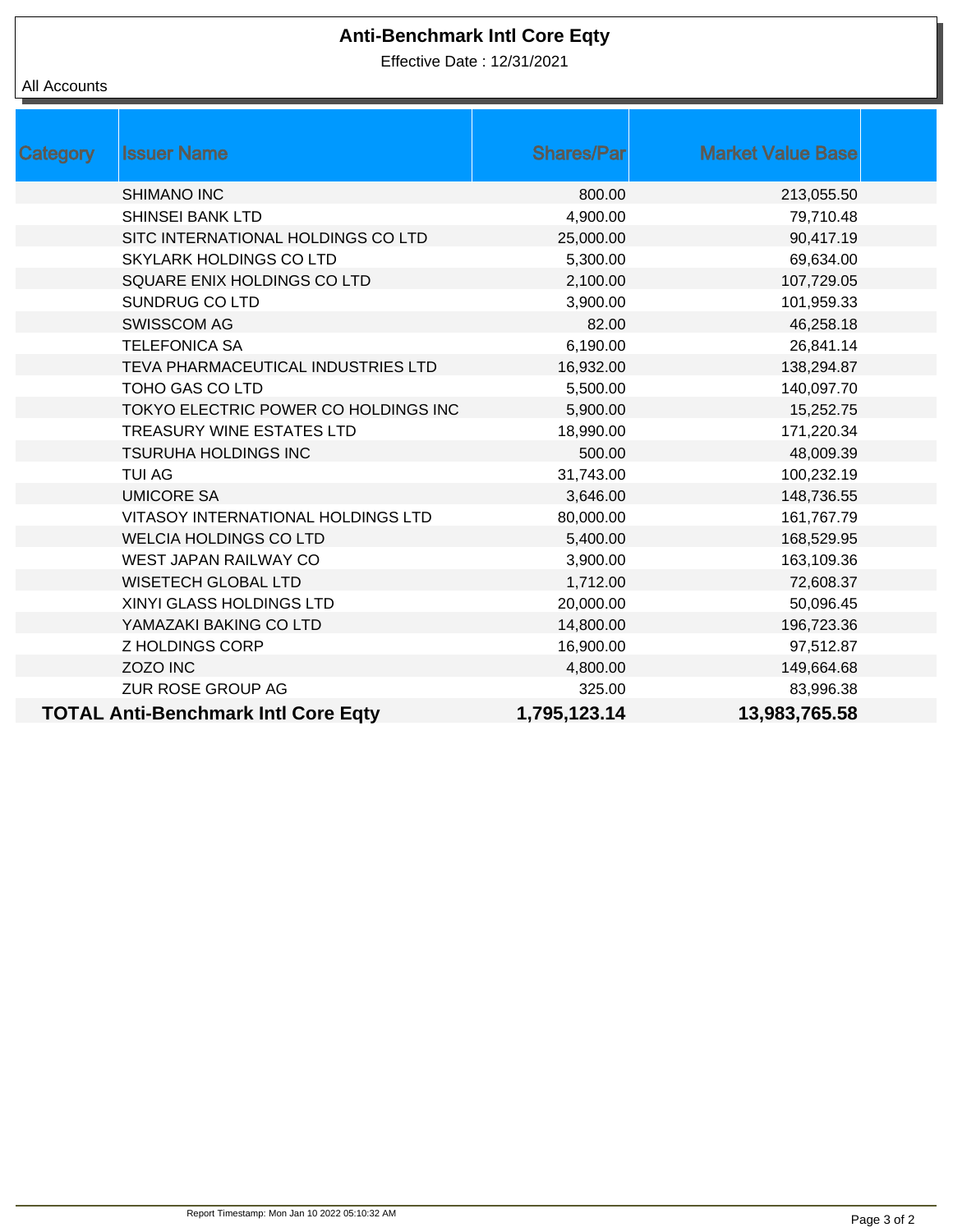# Anti-Benchmark Intl Core Eqty

Effective Date : 12/31/2021

All Accounts

| Category | Issuer Name | Shares/Par | Market Value Base |
|---|---|---|---|
| | SHIMANO INC | 800.00 | 213,055.50 |
| | SHINSEI BANK LTD | 4,900.00 | 79,710.48 |
| | SITC INTERNATIONAL HOLDINGS CO LTD | 25,000.00 | 90,417.19 |
| | SKYLARK HOLDINGS CO LTD | 5,300.00 | 69,634.00 |
| | SQUARE ENIX HOLDINGS CO LTD | 2,100.00 | 107,729.05 |
| | SUNDRUG CO LTD | 3,900.00 | 101,959.33 |
| | SWISSCOM AG | 82.00 | 46,258.18 |
| | TELEFONICA SA | 6,190.00 | 26,841.14 |
| | TEVA PHARMACEUTICAL INDUSTRIES LTD | 16,932.00 | 138,294.87 |
| | TOHO GAS CO LTD | 5,500.00 | 140,097.70 |
| | TOKYO ELECTRIC POWER CO HOLDINGS INC | 5,900.00 | 15,252.75 |
| | TREASURY WINE ESTATES LTD | 18,990.00 | 171,220.34 |
| | TSURUHA HOLDINGS INC | 500.00 | 48,009.39 |
| | TUI AG | 31,743.00 | 100,232.19 |
| | UMICORE SA | 3,646.00 | 148,736.55 |
| | VITASOY INTERNATIONAL HOLDINGS LTD | 80,000.00 | 161,767.79 |
| | WELCIA HOLDINGS CO LTD | 5,400.00 | 168,529.95 |
| | WEST JAPAN RAILWAY CO | 3,900.00 | 163,109.36 |
| | WISETECH GLOBAL LTD | 1,712.00 | 72,608.37 |
| | XINYI GLASS HOLDINGS LTD | 20,000.00 | 50,096.45 |
| | YAMAZAKI BAKING CO LTD | 14,800.00 | 196,723.36 |
| | Z HOLDINGS CORP | 16,900.00 | 97,512.87 |
| | ZOZO INC | 4,800.00 | 149,664.68 |
| | ZUR ROSE GROUP AG | 325.00 | 83,996.38 |
| **TOTAL Anti-Benchmark Intl Core Eqty** | | **1,795,123.14** | **13,983,765.58** |

Report Timestamp: Mon Jan 10 2022 05:10:32 AM